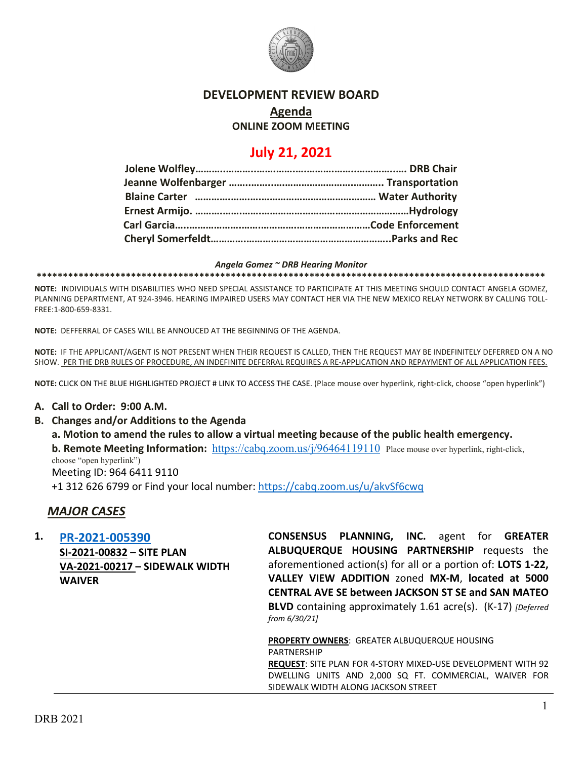# DEVELOPMENT REVIEW BOARD

## Agenda

### ONLINE ZOOM MEETING

## July 21, 2021

**Jolene Wolfley……………………………………………………………… DRB Chair**
**Jeanne Wolfenbarger ……………………………………………….. Transportation**
**Blaine Carter ………………………………………………………… Water Authority**
**Ernest Armijo. …………………………………………………………………Hydrology**
**Carl Garcia……………………………………………………………Code Enforcement**
**Cheryl Somerfeldt………………………………………………………..Parks and Rec**

***Angela Gomez ~ DRB Hearing Monitor***

******************************************************************************************************

**NOTE:** INDIVIDUALS WITH DISABILITIES WHO NEED SPECIAL ASSISTANCE TO PARTICIPATE AT THIS MEETING SHOULD CONTACT ANGELA GOMEZ, PLANNING DEPARTMENT, AT 924-3946. HEARING IMPAIRED USERS MAY CONTACT HER VIA THE NEW MEXICO RELAY NETWORK BY CALLING TOLL-FREE:1-800-659-8331.

**NOTE:** DEFFERRAL OF CASES WILL BE ANNOUCED AT THE BEGINNING OF THE AGENDA.

**NOTE:** IF THE APPLICANT/AGENT IS NOT PRESENT WHEN THEIR REQUEST IS CALLED, THEN THE REQUEST MAY BE INDEFINITELY DEFERRED ON A NO SHOW. PER THE DRB RULES OF PROCEDURE, AN INDEFINITE DEFERRAL REQUIRES A RE-APPLICATION AND REPAYMENT OF ALL APPLICATION FEES.

**NOTE:** CLICK ON THE BLUE HIGHLIGHTED PROJECT # LINK TO ACCESS THE CASE. (Place mouse over hyperlink, right-click, choose "open hyperlink")

**A. Call to Order: 9:00 A.M.**

**B. Changes and/or Additions to the Agenda**

**a. Motion to amend the rules to allow a virtual meeting because of the public health emergency.**

**b. Remote Meeting Information:** https://cabq.zoom.us/j/96464119110 Place mouse over hyperlink, right-click, choose "open hyperlink")

Meeting ID: 964 6411 9110

+1 312 626 6799 or Find your local number: https://cabq.zoom.us/u/akvSf6cwq

## *MAJOR CASES*

**1. PR-2021-005390**
**SI-2021-00832 – SITE PLAN**
**VA-2021-00217 – SIDEWALK WIDTH WAIVER**

**CONSENSUS PLANNING, INC.** agent for **GREATER ALBUQUERQUE HOUSING PARTNERSHIP** requests the aforementioned action(s) for all or a portion of: **LOTS 1-22, VALLEY VIEW ADDITION** zoned **MX-M**, **located at 5000 CENTRAL AVE SE between JACKSON ST SE and SAN MATEO BLVD** containing approximately 1.61 acre(s). (K-17) *[Deferred from 6/30/21]*

**PROPERTY OWNERS**: GREATER ALBUQUERQUE HOUSING PARTNERSHIP

**REQUEST**: SITE PLAN FOR 4-STORY MIXED-USE DEVELOPMENT WITH 92 DWELLING UNITS AND 2,000 SQ FT. COMMERCIAL, WAIVER FOR SIDEWALK WIDTH ALONG JACKSON STREET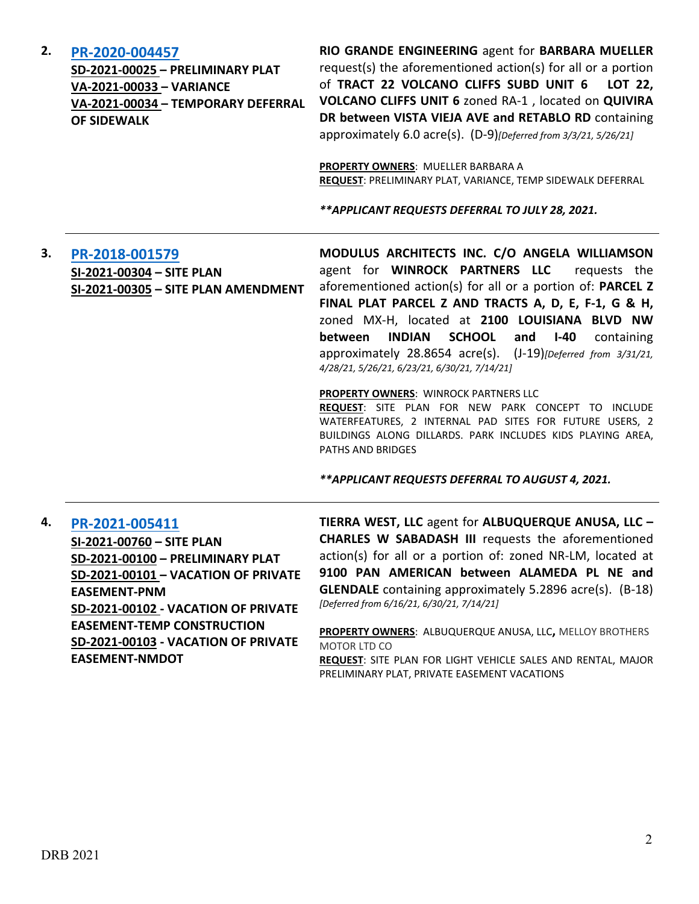**2.** **[PR-2020-004457](#)**
**SD-2021-00025 – PRELIMINARY PLAT**
**VA-2021-00033 – VARIANCE**
**VA-2021-00034 – TEMPORARY DEFERRAL OF SIDEWALK**

**RIO GRANDE ENGINEERING** agent for **BARBARA MUELLER** request(s) the aforementioned action(s) for all or a portion of **TRACT 22 VOLCANO CLIFFS SUBD UNIT 6 LOT 22, VOLCANO CLIFFS UNIT 6** zoned RA-1 , located on **QUIVIRA DR between VISTA VIEJA AVE and RETABLO RD** containing approximately 6.0 acre(s). (D-9)*[Deferred from 3/3/21, 5/26/21]*

**PROPERTY OWNERS**: MUELLER BARBARA A
**REQUEST**: PRELIMINARY PLAT, VARIANCE, TEMP SIDEWALK DEFERRAL

***\*\*APPLICANT REQUESTS DEFERRAL TO JULY 28, 2021.***

---

**3.** **[PR-2018-001579](#)**
**SI-2021-00304 – SITE PLAN**
**SI-2021-00305 – SITE PLAN AMENDMENT**

**MODULUS ARCHITECTS INC. C/O ANGELA WILLIAMSON** agent for **WINROCK PARTNERS LLC** requests the aforementioned action(s) for all or a portion of: **PARCEL Z FINAL PLAT PARCEL Z AND TRACTS A, D, E, F-1, G & H,** zoned MX-H, located at **2100 LOUISIANA BLVD NW between INDIAN SCHOOL and I-40** containing approximately 28.8654 acre(s). (J-19)*[Deferred from 3/31/21, 4/28/21, 5/26/21, 6/23/21, 6/30/21, 7/14/21]*

**PROPERTY OWNERS**: WINROCK PARTNERS LLC
**REQUEST**: SITE PLAN FOR NEW PARK CONCEPT TO INCLUDE WATERFEATURES, 2 INTERNAL PAD SITES FOR FUTURE USERS, 2 BUILDINGS ALONG DILLARDS. PARK INCLUDES KIDS PLAYING AREA, PATHS AND BRIDGES

***\*\*APPLICANT REQUESTS DEFERRAL TO AUGUST 4, 2021.***

---

**4.** **[PR-2021-005411](#)**
**SI-2021-00760 – SITE PLAN**
**SD-2021-00100 – PRELIMINARY PLAT**
**SD-2021-00101 – VACATION OF PRIVATE EASEMENT-PNM**
**SD-2021-00102 - VACATION OF PRIVATE EASEMENT-TEMP CONSTRUCTION**
**SD-2021-00103 - VACATION OF PRIVATE EASEMENT-NMDOT**

**TIERRA WEST, LLC** agent for **ALBUQUERQUE ANUSA, LLC – CHARLES W SABADASH III** requests the aforementioned action(s) for all or a portion of: zoned NR-LM, located at **9100 PAN AMERICAN between ALAMEDA PL NE and GLENDALE** containing approximately 5.2896 acre(s). (B-18) *[Deferred from 6/16/21, 6/30/21, 7/14/21]*

**PROPERTY OWNERS**: ALBUQUERQUE ANUSA, LLC**,** MELLOY BROTHERS MOTOR LTD CO
**REQUEST**: SITE PLAN FOR LIGHT VEHICLE SALES AND RENTAL, MAJOR PRELIMINARY PLAT, PRIVATE EASEMENT VACATIONS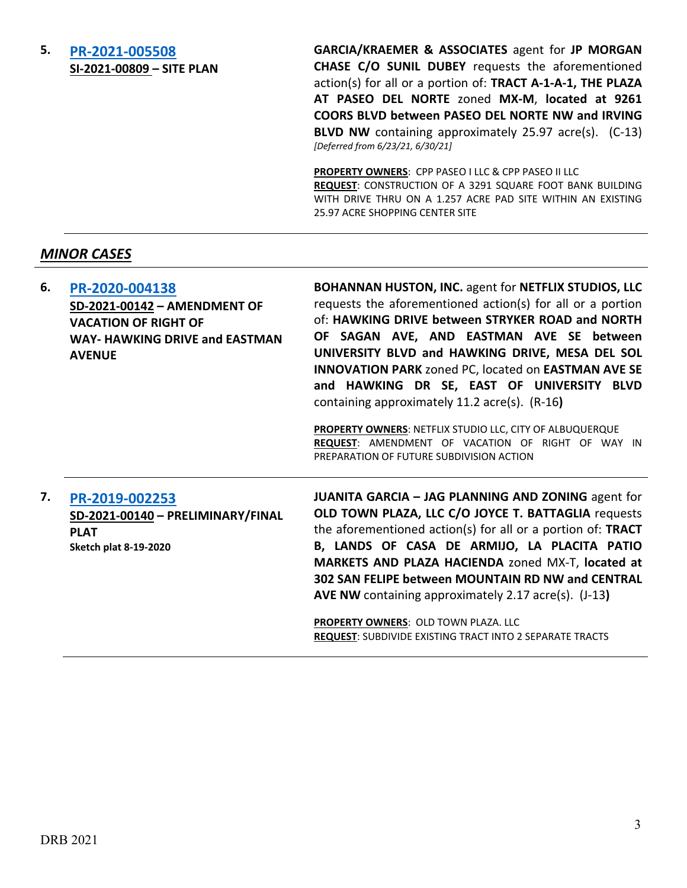**5. [PR-2021-005508](#)**
**SI-2021-00809 – SITE PLAN**

**GARCIA/KRAEMER & ASSOCIATES** agent for **JP MORGAN CHASE C/O SUNIL DUBEY** requests the aforementioned action(s) for all or a portion of: **TRACT A-1-A-1, THE PLAZA AT PASEO DEL NORTE** zoned **MX-M**, **located at 9261 COORS BLVD between PASEO DEL NORTE NW and IRVING BLVD NW** containing approximately 25.97 acre(s). (C-13) *[Deferred from 6/23/21, 6/30/21]*

**PROPERTY OWNERS**: CPP PASEO I LLC & CPP PASEO II LLC
**REQUEST**: CONSTRUCTION OF A 3291 SQUARE FOOT BANK BUILDING WITH DRIVE THRU ON A 1.257 ACRE PAD SITE WITHIN AN EXISTING 25.97 ACRE SHOPPING CENTER SITE

---

## *MINOR CASES*

---

**6. [PR-2020-004138](#)**
**SD-2021-00142 – AMENDMENT OF VACATION OF RIGHT OF WAY- HAWKING DRIVE and EASTMAN AVENUE**

**BOHANNAN HUSTON, INC.** agent for **NETFLIX STUDIOS, LLC** requests the aforementioned action(s) for all or a portion of: **HAWKING DRIVE between STRYKER ROAD and NORTH OF SAGAN AVE, AND EASTMAN AVE SE between UNIVERSITY BLVD and HAWKING DRIVE, MESA DEL SOL INNOVATION PARK** zoned PC, located on **EASTMAN AVE SE and HAWKING DR SE, EAST OF UNIVERSITY BLVD** containing approximately 11.2 acre(s). (R-16**)**

**PROPERTY OWNERS**: NETFLIX STUDIO LLC, CITY OF ALBUQUERQUE
**REQUEST**: AMENDMENT OF VACATION OF RIGHT OF WAY IN PREPARATION OF FUTURE SUBDIVISION ACTION

---

**7. [PR-2019-002253](#)**
**SD-2021-00140 – PRELIMINARY/FINAL PLAT**
**Sketch plat 8-19-2020**

**JUANITA GARCIA – JAG PLANNING AND ZONING** agent for **OLD TOWN PLAZA, LLC C/O JOYCE T. BATTAGLIA** requests the aforementioned action(s) for all or a portion of: **TRACT B, LANDS OF CASA DE ARMIJO, LA PLACITA PATIO MARKETS AND PLAZA HACIENDA** zoned MX-T, **located at 302 SAN FELIPE between MOUNTAIN RD NW and CENTRAL AVE NW** containing approximately 2.17 acre(s). (J-13**)**

**PROPERTY OWNERS**: OLD TOWN PLAZA. LLC
**REQUEST**: SUBDIVIDE EXISTING TRACT INTO 2 SEPARATE TRACTS

---

DRB 2021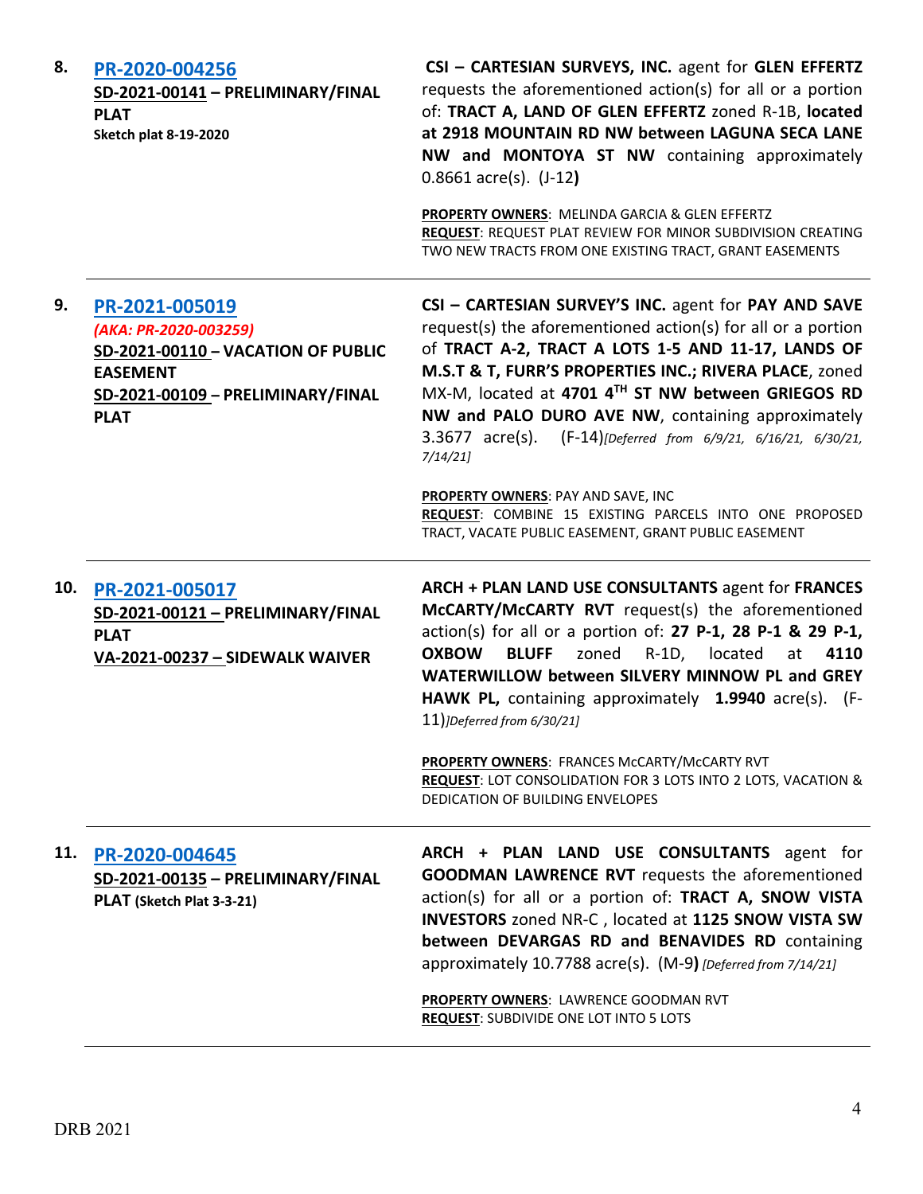| | | |
|---|---|---|
| **8.** | **PR-2020-004256**<br>**SD-2021-00141 – PRELIMINARY/FINAL PLAT**<br>**Sketch plat 8-19-2020** | **CSI – CARTESIAN SURVEYS, INC.** agent for **GLEN EFFERTZ** requests the aforementioned action(s) for all or a portion of: **TRACT A, LAND OF GLEN EFFERTZ** zoned R-1B, **located at 2918 MOUNTAIN RD NW between LAGUNA SECA LANE NW and MONTOYA ST NW** containing approximately 0.8661 acre(s). (J-12**)**<br><br>**PROPERTY OWNERS**: MELINDA GARCIA & GLEN EFFERTZ<br>**REQUEST**: REQUEST PLAT REVIEW FOR MINOR SUBDIVISION CREATING TWO NEW TRACTS FROM ONE EXISTING TRACT, GRANT EASEMENTS |
| **9.** | **PR-2021-005019**<br>***(AKA: PR-2020-003259)***<br>**SD-2021-00110 – VACATION OF PUBLIC EASEMENT**<br>**SD-2021-00109 – PRELIMINARY/FINAL PLAT** | **CSI – CARTESIAN SURVEY'S INC.** agent for **PAY AND SAVE** request(s) the aforementioned action(s) for all or a portion of **TRACT A-2, TRACT A LOTS 1-5 AND 11-17, LANDS OF M.S.T & T, FURR'S PROPERTIES INC.; RIVERA PLACE**, zoned MX-M, located at **4701 4TH ST NW between GRIEGOS RD NW and PALO DURO AVE NW**, containing approximately 3.3677 acre(s). (F-14)*[Deferred from 6/9/21, 6/16/21, 6/30/21, 7/14/21]*<br><br>**PROPERTY OWNERS**: PAY AND SAVE, INC<br>**REQUEST**: COMBINE 15 EXISTING PARCELS INTO ONE PROPOSED TRACT, VACATE PUBLIC EASEMENT, GRANT PUBLIC EASEMENT |
| **10.** | **PR-2021-005017**<br>**SD-2021-00121 – PRELIMINARY/FINAL PLAT**<br>**VA-2021-00237 – SIDEWALK WAIVER** | **ARCH + PLAN LAND USE CONSULTANTS** agent for **FRANCES McCARTY/McCARTY RVT** request(s) the aforementioned action(s) for all or a portion of: **27 P-1, 28 P-1 & 29 P-1, OXBOW BLUFF** zoned R-1D, located at **4110 WATERWILLOW between SILVERY MINNOW PL and GREY HAWK PL,** containing approximately **1.9940** acre(s). (F-11)*[Deferred from 6/30/21]*<br><br>**PROPERTY OWNERS**: FRANCES McCARTY/McCARTY RVT<br>**REQUEST**: LOT CONSOLIDATION FOR 3 LOTS INTO 2 LOTS, VACATION & DEDICATION OF BUILDING ENVELOPES |
| **11.** | **PR-2020-004645**<br>**SD-2021-00135 – PRELIMINARY/FINAL PLAT (Sketch Plat 3-3-21)** | **ARCH + PLAN LAND USE CONSULTANTS** agent for **GOODMAN LAWRENCE RVT** requests the aforementioned action(s) for all or a portion of: **TRACT A, SNOW VISTA INVESTORS** zoned NR-C , located at **1125 SNOW VISTA SW between DEVARGAS RD and BENAVIDES RD** containing approximately 10.7788 acre(s). (M-9**)** *[Deferred from 7/14/21]*<br><br>**PROPERTY OWNERS**: LAWRENCE GOODMAN RVT<br>**REQUEST**: SUBDIVIDE ONE LOT INTO 5 LOTS |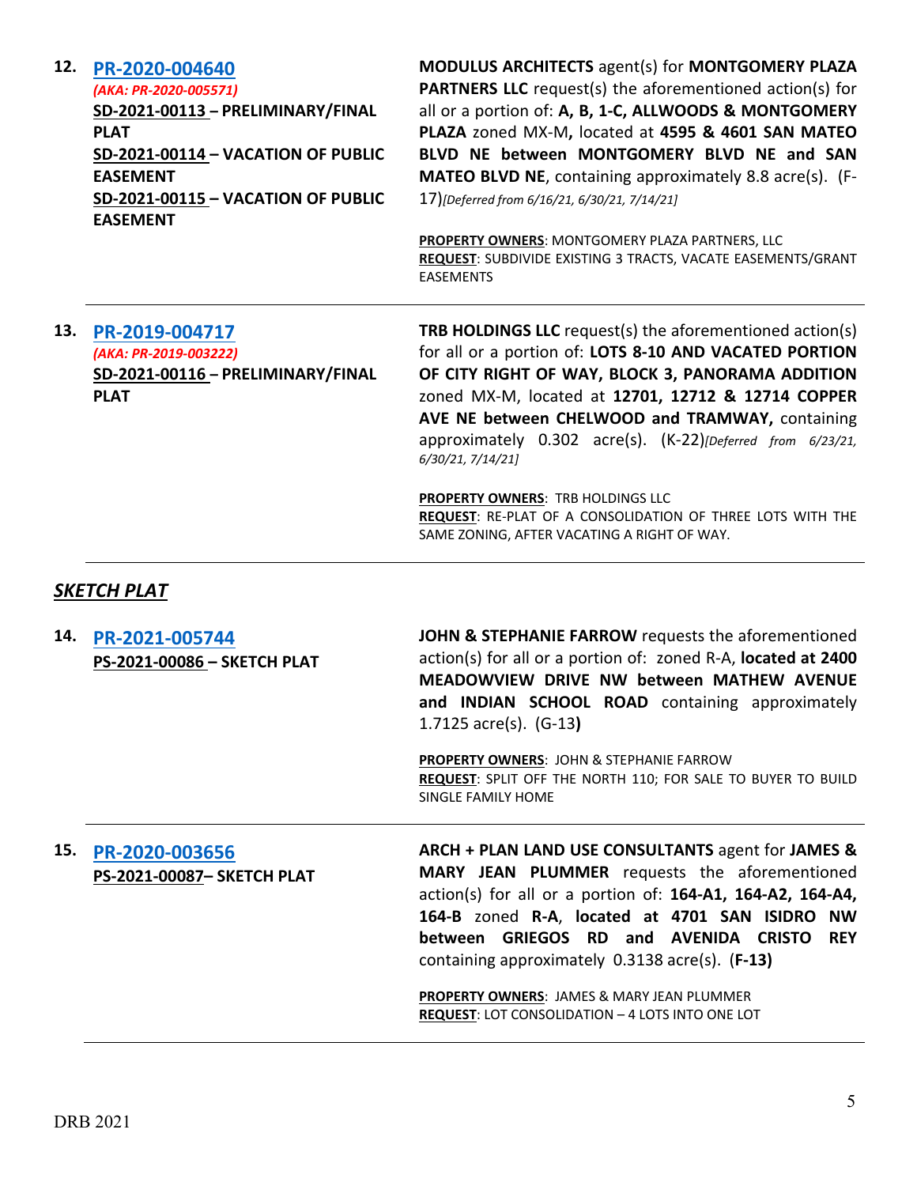**12.** **PR-2020-004640**
*(AKA: PR-2020-005571)*
**SD-2021-00113 – PRELIMINARY/FINAL PLAT**
**SD-2021-00114 – VACATION OF PUBLIC EASEMENT**
**SD-2021-00115 – VACATION OF PUBLIC EASEMENT**

**MODULUS ARCHITECTS** agent(s) for **MONTGOMERY PLAZA PARTNERS LLC** request(s) the aforementioned action(s) for all or a portion of: **A, B, 1-C, ALLWOODS & MONTGOMERY PLAZA** zoned MX-M**,** located at **4595 & 4601 SAN MATEO BLVD NE between MONTGOMERY BLVD NE and SAN MATEO BLVD NE**, containing approximately 8.8 acre(s). (F-17)*[Deferred from 6/16/21, 6/30/21, 7/14/21]*

**PROPERTY OWNERS**: MONTGOMERY PLAZA PARTNERS, LLC
**REQUEST**: SUBDIVIDE EXISTING 3 TRACTS, VACATE EASEMENTS/GRANT EASEMENTS

---

**13.** **PR-2019-004717**
*(AKA: PR-2019-003222)*
**SD-2021-00116 – PRELIMINARY/FINAL PLAT**

**TRB HOLDINGS LLC** request(s) the aforementioned action(s) for all or a portion of: **LOTS 8-10 AND VACATED PORTION OF CITY RIGHT OF WAY, BLOCK 3, PANORAMA ADDITION** zoned MX-M, located at **12701, 12712 & 12714 COPPER AVE NE between CHELWOOD and TRAMWAY,** containing approximately 0.302 acre(s). (K-22)*[Deferred from 6/23/21, 6/30/21, 7/14/21]*

**PROPERTY OWNERS**: TRB HOLDINGS LLC
**REQUEST**: RE-PLAT OF A CONSOLIDATION OF THREE LOTS WITH THE SAME ZONING, AFTER VACATING A RIGHT OF WAY.

---

## ***SKETCH PLAT***

**14.** **PR-2021-005744**
**PS-2021-00086 – SKETCH PLAT**

**JOHN & STEPHANIE FARROW** requests the aforementioned action(s) for all or a portion of: zoned R-A, **located at 2400 MEADOWVIEW DRIVE NW between MATHEW AVENUE and INDIAN SCHOOL ROAD** containing approximately 1.7125 acre(s). (G-13**)**

**PROPERTY OWNERS**: JOHN & STEPHANIE FARROW
**REQUEST**: SPLIT OFF THE NORTH 110; FOR SALE TO BUYER TO BUILD SINGLE FAMILY HOME

---

**15.** **PR-2020-003656**
**PS-2021-00087– SKETCH PLAT**

**ARCH + PLAN LAND USE CONSULTANTS** agent for **JAMES & MARY JEAN PLUMMER** requests the aforementioned action(s) for all or a portion of: **164-A1, 164-A2, 164-A4, 164-B** zoned **R-A**, **located at 4701 SAN ISIDRO NW between GRIEGOS RD and AVENIDA CRISTO REY** containing approximately 0.3138 acre(s). (**F-13)**

**PROPERTY OWNERS**: JAMES & MARY JEAN PLUMMER
**REQUEST**: LOT CONSOLIDATION – 4 LOTS INTO ONE LOT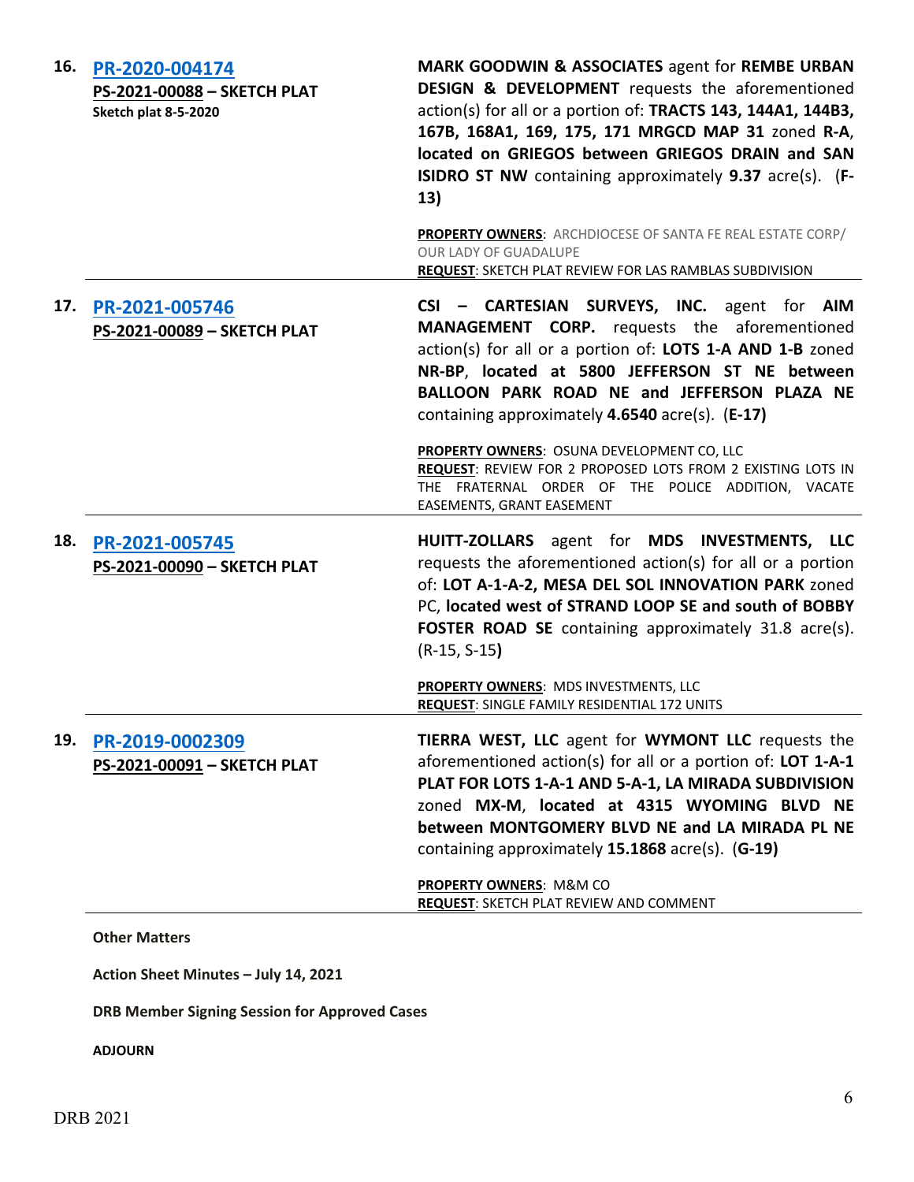**16. PR-2020-004174**
**PS-2021-00088 – SKETCH PLAT**
**Sketch plat 8-5-2020**

**MARK GOODWIN & ASSOCIATES** agent for **REMBE URBAN DESIGN & DEVELOPMENT** requests the aforementioned action(s) for all or a portion of: **TRACTS 143, 144A1, 144B3, 167B, 168A1, 169, 175, 171 MRGCD MAP 31** zoned **R-A**, **located on GRIEGOS between GRIEGOS DRAIN and SAN ISIDRO ST NW** containing approximately **9.37** acre(s). (**F-13)**

**PROPERTY OWNERS**: ARCHDIOCESE OF SANTA FE REAL ESTATE CORP/ OUR LADY OF GUADALUPE
**REQUEST**: SKETCH PLAT REVIEW FOR LAS RAMBLAS SUBDIVISION

---

**17. PR-2021-005746**
**PS-2021-00089 – SKETCH PLAT**

**CSI – CARTESIAN SURVEYS, INC.** agent for **AIM MANAGEMENT CORP.** requests the aforementioned action(s) for all or a portion of: **LOTS 1-A AND 1-B** zoned **NR-BP**, **located at 5800 JEFFERSON ST NE between BALLOON PARK ROAD NE and JEFFERSON PLAZA NE** containing approximately **4.6540** acre(s). (**E-17)**

**PROPERTY OWNERS**: OSUNA DEVELOPMENT CO, LLC
**REQUEST**: REVIEW FOR 2 PROPOSED LOTS FROM 2 EXISTING LOTS IN THE FRATERNAL ORDER OF THE POLICE ADDITION, VACATE EASEMENTS, GRANT EASEMENT

---

**18. PR-2021-005745**
**PS-2021-00090 – SKETCH PLAT**

**HUITT-ZOLLARS** agent for **MDS INVESTMENTS, LLC** requests the aforementioned action(s) for all or a portion of: **LOT A-1-A-2, MESA DEL SOL INNOVATION PARK** zoned PC, **located west of STRAND LOOP SE and south of BOBBY FOSTER ROAD SE** containing approximately 31.8 acre(s). (R-15, S-15**)**

**PROPERTY OWNERS**: MDS INVESTMENTS, LLC
**REQUEST**: SINGLE FAMILY RESIDENTIAL 172 UNITS

---

**19. PR-2019-0002309**
**PS-2021-00091 – SKETCH PLAT**

**TIERRA WEST, LLC** agent for **WYMONT LLC** requests the aforementioned action(s) for all or a portion of: **LOT 1-A-1 PLAT FOR LOTS 1-A-1 AND 5-A-1, LA MIRADA SUBDIVISION** zoned **MX-M**, **located at 4315 WYOMING BLVD NE between MONTGOMERY BLVD NE and LA MIRADA PL NE** containing approximately **15.1868** acre(s). (**G-19)**

**PROPERTY OWNERS**: M&M CO
**REQUEST**: SKETCH PLAT REVIEW AND COMMENT

---

**Other Matters**

**Action Sheet Minutes – July 14, 2021**

**DRB Member Signing Session for Approved Cases**

**ADJOURN**